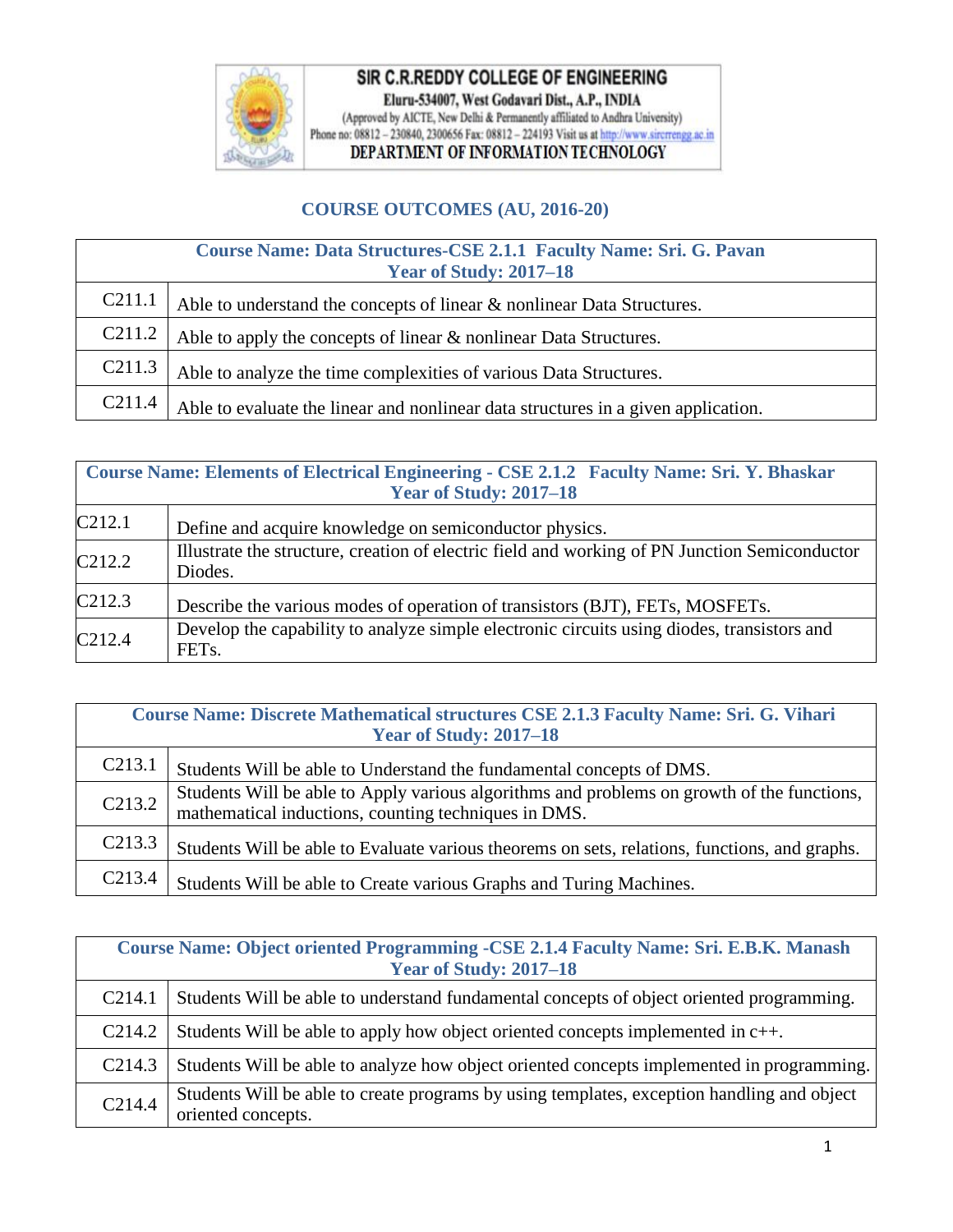# SIR C.R.REDDY COLLEGE OF ENGINEERING

Eluru-534007, West Godavari Dist., A.P., INDIA

(Approved by AICTE, New Delhi & Permanently affiliated to Andhra University)

Phone no: 08812 – 230840, 2300656 Fax: 08812 – 224193 Visit us at http://www.sircrrengg.ac.in

## DEPARTMENT OF INFORMATION TECHNOLOGY

## COURSE OUTCOMES (AU, 2016-20)

| Course Name: Data Structures-CSE 2.1.1 Faculty Name: Sri. G. Pavan<br>Year of Study: 2017–18 | |
|---|---|
| C211.1 | Able to understand the concepts of linear & nonlinear Data Structures. |
| C211.2 | Able to apply the concepts of linear & nonlinear Data Structures. |
| C211.3 | Able to analyze the time complexities of various Data Structures. |
| C211.4 | Able to evaluate the linear and nonlinear data structures in a given application. |

| Course Name: Elements of Electrical Engineering - CSE 2.1.2 Faculty Name: Sri. Y. Bhaskar<br>Year of Study: 2017–18 | |
|---|---|
| C212.1 | Define and acquire knowledge on semiconductor physics. |
| C212.2 | Illustrate the structure, creation of electric field and working of PN Junction Semiconductor Diodes. |
| C212.3 | Describe the various modes of operation of transistors (BJT), FETs, MOSFETs. |
| C212.4 | Develop the capability to analyze simple electronic circuits using diodes, transistors and FETs. |

| Course Name: Discrete Mathematical structures CSE 2.1.3 Faculty Name: Sri. G. Vihari<br>Year of Study: 2017–18 | |
|---|---|
| C213.1 | Students Will be able to Understand the fundamental concepts of DMS. |
| C213.2 | Students Will be able to Apply various algorithms and problems on growth of the functions, mathematical inductions, counting techniques in DMS. |
| C213.3 | Students Will be able to Evaluate various theorems on sets, relations, functions, and graphs. |
| C213.4 | Students Will be able to Create various Graphs and Turing Machines. |

| Course Name: Object oriented Programming -CSE 2.1.4 Faculty Name: Sri. E.B.K. Manash<br>Year of Study: 2017–18 | |
|---|---|
| C214.1 | Students Will be able to understand fundamental concepts of object oriented programming. |
| C214.2 | Students Will be able to apply how object oriented concepts implemented in c++. |
| C214.3 | Students Will be able to analyze how object oriented concepts implemented in programming. |
| C214.4 | Students Will be able to create programs by using templates, exception handling and object oriented concepts. |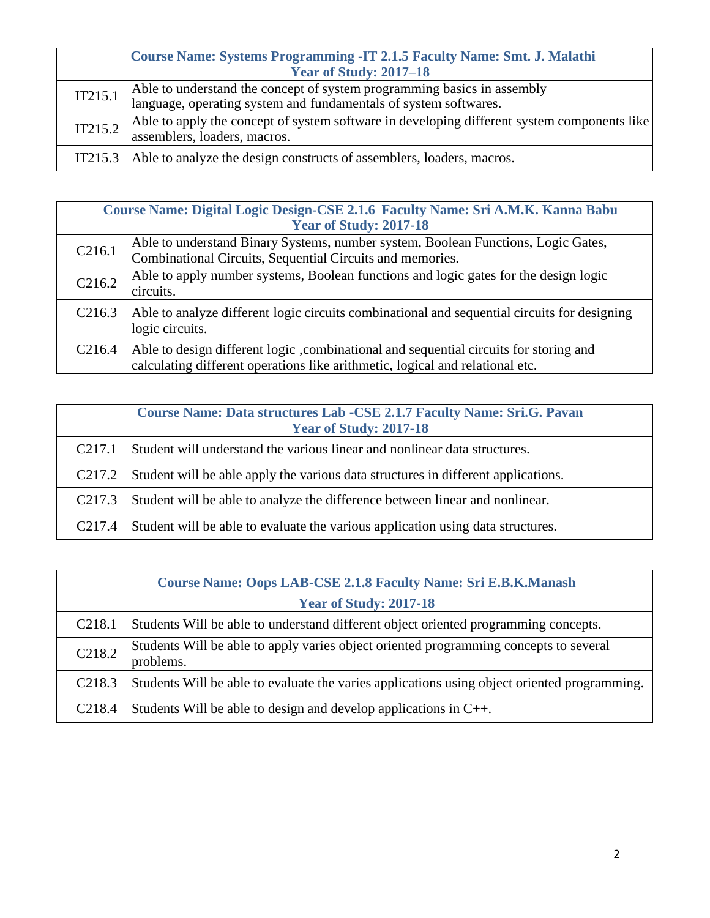| Course Name: Systems Programming -IT 2.1.5 Faculty Name: Smt. J. Malathi<br>Year of Study: 2017–18 | |
|---|---|
| IT215.1 | Able to understand the concept of system programming basics in assembly language, operating system and fundamentals of system softwares. |
| IT215.2 | Able to apply the concept of system software in developing different system components like assemblers, loaders, macros. |
| IT215.3 | Able to analyze the design constructs of assemblers, loaders, macros. |

| Course Name: Digital Logic Design-CSE 2.1.6 Faculty Name: Sri A.M.K. Kanna Babu<br>Year of Study: 2017-18 | |
|---|---|
| C216.1 | Able to understand Binary Systems, number system, Boolean Functions, Logic Gates, Combinational Circuits, Sequential Circuits and memories. |
| C216.2 | Able to apply number systems, Boolean functions and logic gates for the design logic circuits. |
| C216.3 | Able to analyze different logic circuits combinational and sequential circuits for designing logic circuits. |
| C216.4 | Able to design different logic ,combinational and sequential circuits for storing and calculating different operations like arithmetic, logical and relational etc. |

| Course Name: Data structures Lab -CSE 2.1.7 Faculty Name: Sri.G. Pavan<br>Year of Study: 2017-18 | |
|---|---|
| C217.1 | Student will understand the various linear and nonlinear data structures. |
| C217.2 | Student will be able apply the various data structures in different applications. |
| C217.3 | Student will be able to analyze the difference between linear and nonlinear. |
| C217.4 | Student will be able to evaluate the various application using data structures. |

| Course Name: Oops LAB-CSE 2.1.8 Faculty Name: Sri E.B.K.Manash<br>Year of Study: 2017-18 | |
|---|---|
| C218.1 | Students Will be able to understand different object oriented programming concepts. |
| C218.2 | Students Will be able to apply varies object oriented programming concepts to several problems. |
| C218.3 | Students Will be able to evaluate the varies applications using object oriented programming. |
| C218.4 | Students Will be able to design and develop applications in C++. |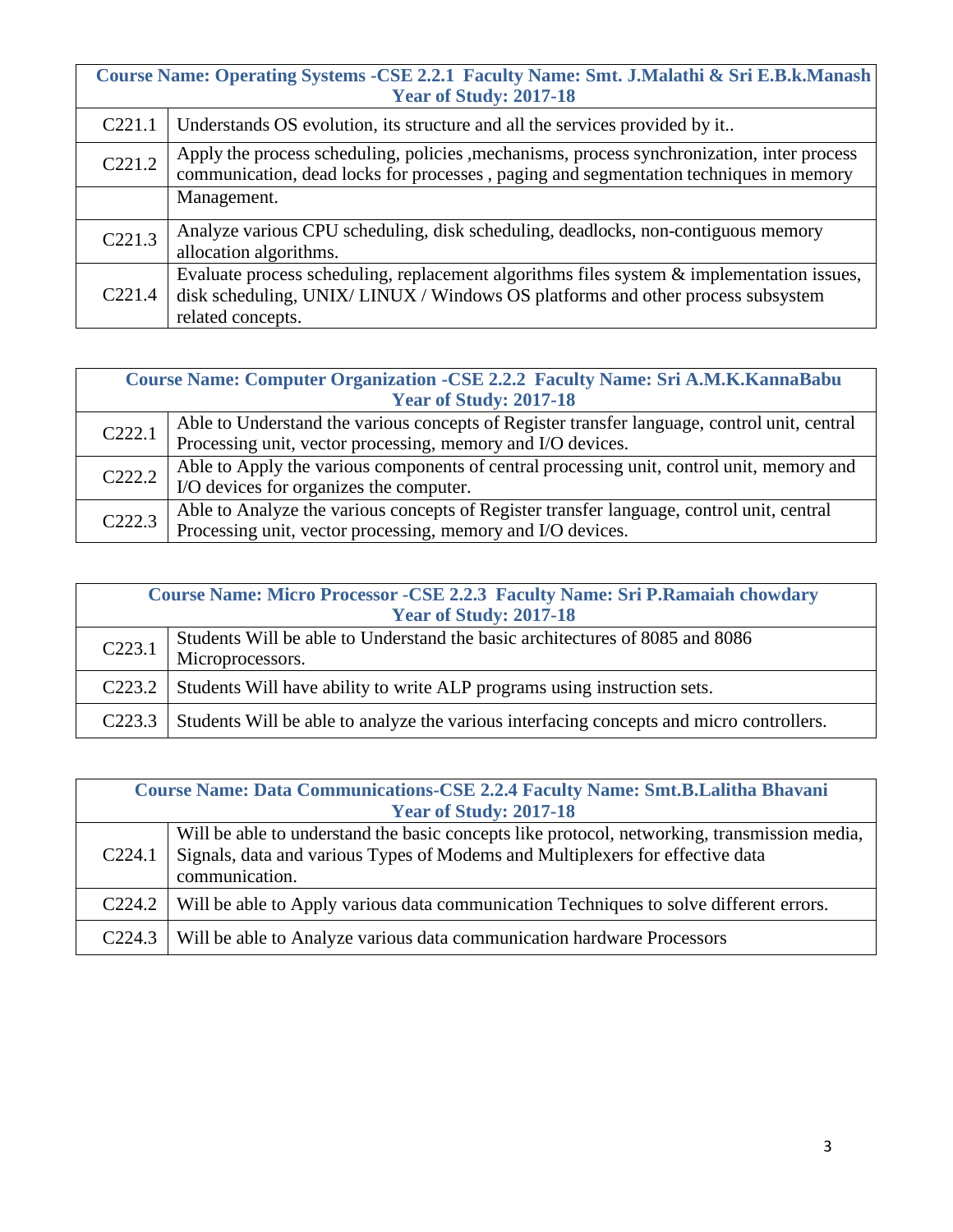| Course Name: Operating Systems -CSE 2.2.1 Faculty Name: Smt. J.Malathi & Sri E.B.k.Manash Year of Study: 2017-18 | |
|---|---|
| C221.1 | Understands OS evolution, its structure and all the services provided by it.. |
| C221.2 | Apply the process scheduling, policies ,mechanisms, process synchronization, inter process communication, dead locks for processes , paging and segmentation techniques in memory |
| | Management. |
| C221.3 | Analyze various CPU scheduling, disk scheduling, deadlocks, non-contiguous memory allocation algorithms. |
| C221.4 | Evaluate process scheduling, replacement algorithms files system & implementation issues, disk scheduling, UNIX/ LINUX / Windows OS platforms and other process subsystem related concepts. |

| Course Name: Computer Organization -CSE 2.2.2 Faculty Name: Sri A.M.K.KannaBabu Year of Study: 2017-18 | |
|---|---|
| C222.1 | Able to Understand the various concepts of Register transfer language, control unit, central Processing unit, vector processing, memory and I/O devices. |
| C222.2 | Able to Apply the various components of central processing unit, control unit, memory and I/O devices for organizes the computer. |
| C222.3 | Able to Analyze the various concepts of Register transfer language, control unit, central Processing unit, vector processing, memory and I/O devices. |

| Course Name: Micro Processor -CSE 2.2.3 Faculty Name: Sri P.Ramaiah chowdary Year of Study: 2017-18 | |
|---|---|
| C223.1 | Students Will be able to Understand the basic architectures of 8085 and 8086 Microprocessors. |
| C223.2 | Students Will have ability to write ALP programs using instruction sets. |
| C223.3 | Students Will be able to analyze the various interfacing concepts and micro controllers. |

| Course Name: Data Communications-CSE 2.2.4 Faculty Name: Smt.B.Lalitha Bhavani Year of Study: 2017-18 | |
|---|---|
| C224.1 | Will be able to understand the basic concepts like protocol, networking, transmission media, Signals, data and various Types of Modems and Multiplexers for effective data communication. |
| C224.2 | Will be able to Apply various data communication Techniques to solve different errors. |
| C224.3 | Will be able to Analyze various data communication hardware Processors |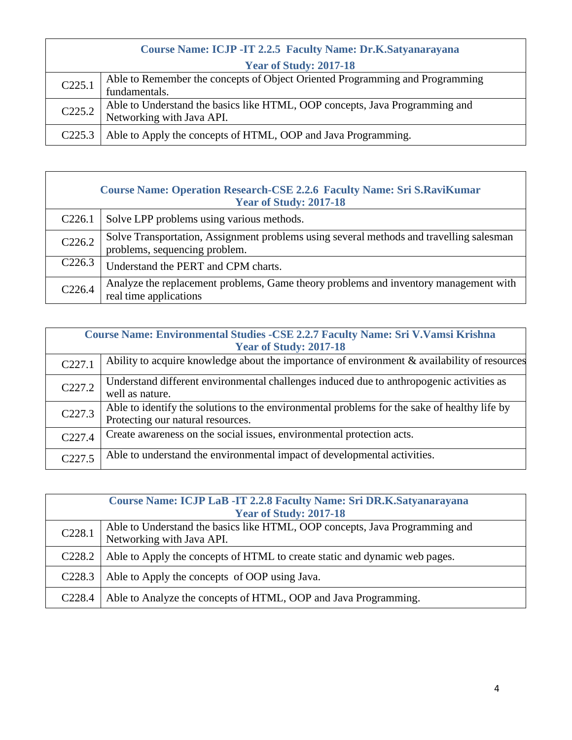| Course Name: ICJP -IT 2.2.5 Faculty Name: Dr.K.Satyanarayana<br>Year of Study: 2017-18 | |
|---|---|
| C225.1 | Able to Remember the concepts of Object Oriented Programming and Programming fundamentals. |
| C225.2 | Able to Understand the basics like HTML, OOP concepts, Java Programming and Networking with Java API. |
| C225.3 | Able to Apply the concepts of HTML, OOP and Java Programming. |

| Course Name: Operation Research-CSE 2.2.6 Faculty Name: Sri S.RaviKumar<br>Year of Study: 2017-18 | |
|---|---|
| C226.1 | Solve LPP problems using various methods. |
| C226.2 | Solve Transportation, Assignment problems using several methods and travelling salesman problems, sequencing problem. |
| C226.3 | Understand the PERT and CPM charts. |
| C226.4 | Analyze the replacement problems, Game theory problems and inventory management with real time applications |

| Course Name: Environmental Studies -CSE 2.2.7 Faculty Name: Sri V.Vamsi Krishna<br>Year of Study: 2017-18 | |
|---|---|
| C227.1 | Ability to acquire knowledge about the importance of environment & availability of resources |
| C227.2 | Understand different environmental challenges induced due to anthropogenic activities as well as nature. |
| C227.3 | Able to identify the solutions to the environmental problems for the sake of healthy life by Protecting our natural resources. |
| C227.4 | Create awareness on the social issues, environmental protection acts. |
| C227.5 | Able to understand the environmental impact of developmental activities. |

| Course Name: ICJP LaB -IT 2.2.8 Faculty Name: Sri DR.K.Satyanarayana<br>Year of Study: 2017-18 | |
|---|---|
| C228.1 | Able to Understand the basics like HTML, OOP concepts, Java Programming and Networking with Java API. |
| C228.2 | Able to Apply the concepts of HTML to create static and dynamic web pages. |
| C228.3 | Able to Apply the concepts of OOP using Java. |
| C228.4 | Able to Analyze the concepts of HTML, OOP and Java Programming. |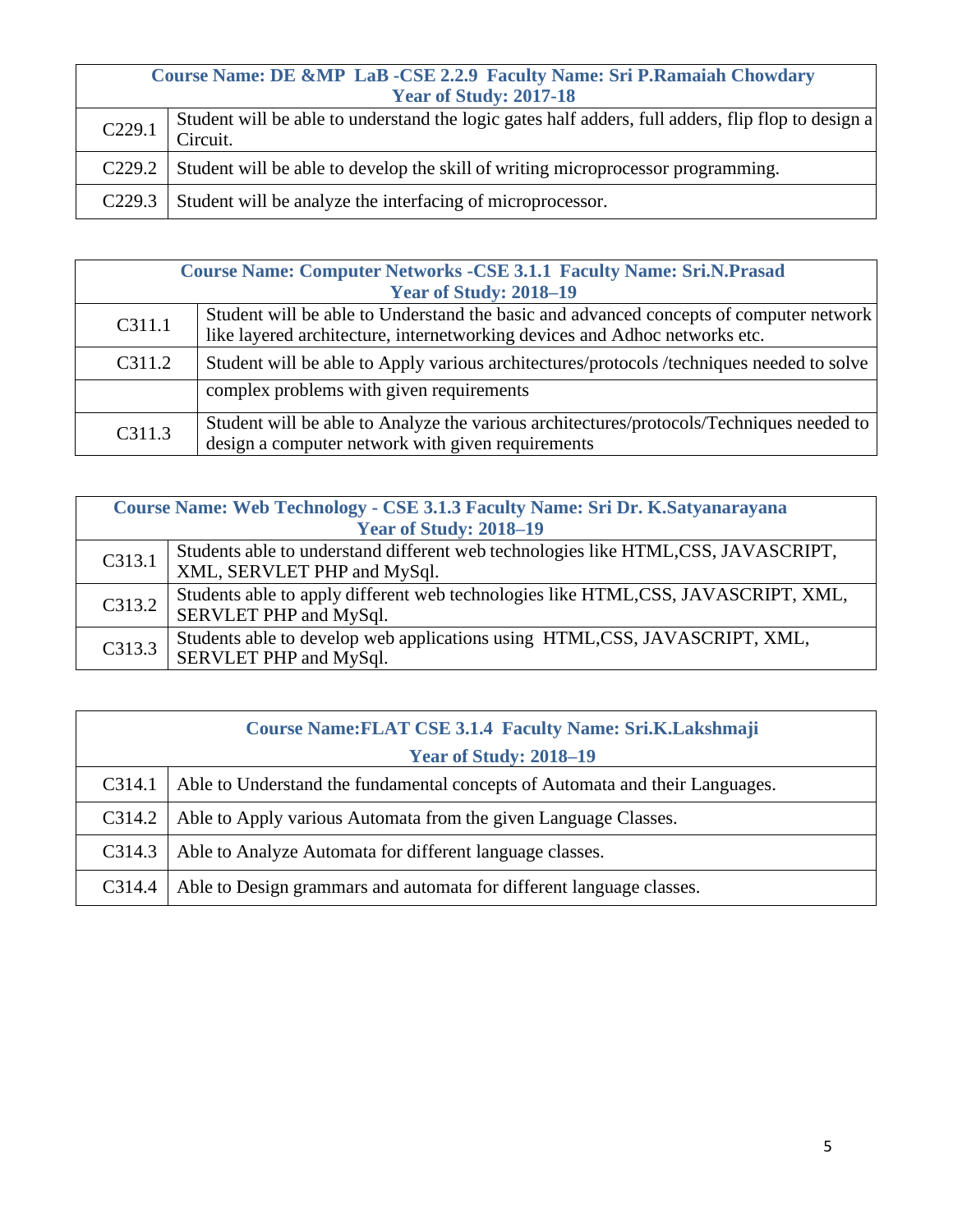| Course Name: DE &MP LaB -CSE 2.2.9 Faculty Name: Sri P.Ramaiah Chowdary<br>Year of Study: 2017-18 | |
|---|---|
| C229.1 | Student will be able to understand the logic gates half adders, full adders, flip flop to design a Circuit. |
| C229.2 | Student will be able to develop the skill of writing microprocessor programming. |
| C229.3 | Student will be analyze the interfacing of microprocessor. |

| Course Name: Computer Networks -CSE 3.1.1 Faculty Name: Sri.N.Prasad<br>Year of Study: 2018–19 | |
|---|---|
| C311.1 | Student will be able to Understand the basic and advanced concepts of computer network like layered architecture, internetworking devices and Adhoc networks etc. |
| C311.2 | Student will be able to Apply various architectures/protocols /techniques needed to solve |
| | complex problems with given requirements |
| C311.3 | Student will be able to Analyze the various architectures/protocols/Techniques needed to design a computer network with given requirements |

| Course Name: Web Technology - CSE 3.1.3 Faculty Name: Sri Dr. K.Satyanarayana<br>Year of Study: 2018–19 | |
|---|---|
| C313.1 | Students able to understand different web technologies like HTML,CSS, JAVASCRIPT, XML, SERVLET PHP and MySql. |
| C313.2 | Students able to apply different web technologies like HTML,CSS, JAVASCRIPT, XML, SERVLET PHP and MySql. |
| C313.3 | Students able to develop web applications using HTML,CSS, JAVASCRIPT, XML, SERVLET PHP and MySql. |

| Course Name:FLAT CSE 3.1.4 Faculty Name: Sri.K.Lakshmaji<br>Year of Study: 2018–19 | |
|---|---|
| C314.1 | Able to Understand the fundamental concepts of Automata and their Languages. |
| C314.2 | Able to Apply various Automata from the given Language Classes. |
| C314.3 | Able to Analyze Automata for different language classes. |
| C314.4 | Able to Design grammars and automata for different language classes. |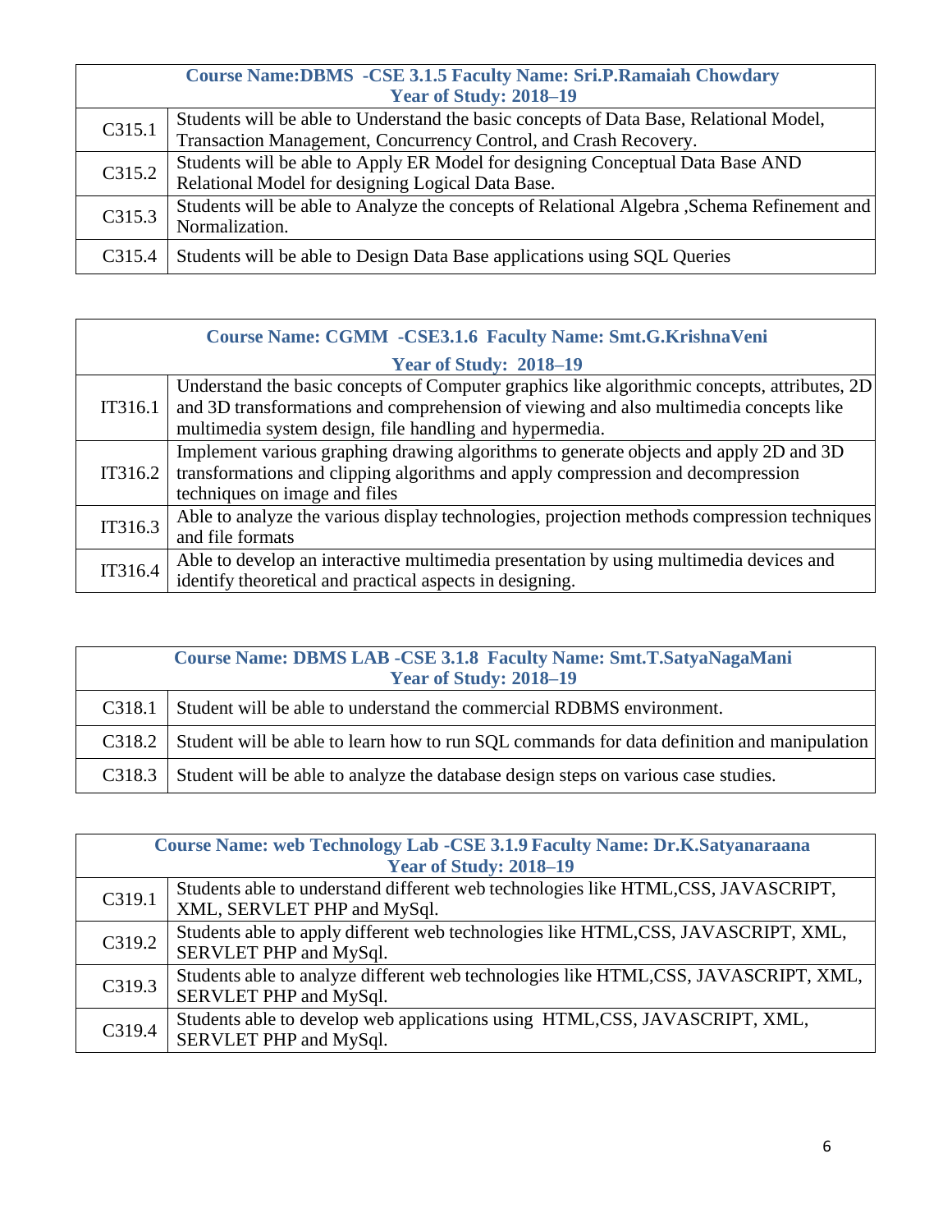| Course Name:DBMS -CSE 3.1.5 Faculty Name: Sri.P.Ramaiah Chowdary<br>Year of Study: 2018–19 | |
|---|---|
| C315.1 | Students will be able to Understand the basic concepts of Data Base, Relational Model, Transaction Management, Concurrency Control, and Crash Recovery. |
| C315.2 | Students will be able to Apply ER Model for designing Conceptual Data Base AND Relational Model for designing Logical Data Base. |
| C315.3 | Students will be able to Analyze the concepts of Relational Algebra ,Schema Refinement and Normalization. |
| C315.4 | Students will be able to Design Data Base applications using SQL Queries |

| Course Name: CGMM -CSE3.1.6 Faculty Name: Smt.G.KrishnaVeni<br>Year of Study: 2018–19 | |
|---|---|
| IT316.1 | Understand the basic concepts of Computer graphics like algorithmic concepts, attributes, 2D and 3D transformations and comprehension of viewing and also multimedia concepts like multimedia system design, file handling and hypermedia. |
| IT316.2 | Implement various graphing drawing algorithms to generate objects and apply 2D and 3D transformations and clipping algorithms and apply compression and decompression techniques on image and files |
| IT316.3 | Able to analyze the various display technologies, projection methods compression techniques and file formats |
| IT316.4 | Able to develop an interactive multimedia presentation by using multimedia devices and identify theoretical and practical aspects in designing. |

| Course Name: DBMS LAB -CSE 3.1.8 Faculty Name: Smt.T.SatyaNagaMani<br>Year of Study: 2018–19 | |
|---|---|
| C318.1 | Student will be able to understand the commercial RDBMS environment. |
| C318.2 | Student will be able to learn how to run SQL commands for data definition and manipulation |
| C318.3 | Student will be able to analyze the database design steps on various case studies. |

| Course Name: web Technology Lab -CSE 3.1.9 Faculty Name: Dr.K.Satyanaraana<br>Year of Study: 2018–19 | |
|---|---|
| C319.1 | Students able to understand different web technologies like HTML,CSS, JAVASCRIPT, XML, SERVLET PHP and MySql. |
| C319.2 | Students able to apply different web technologies like HTML,CSS, JAVASCRIPT, XML, SERVLET PHP and MySql. |
| C319.3 | Students able to analyze different web technologies like HTML,CSS, JAVASCRIPT, XML, SERVLET PHP and MySql. |
| C319.4 | Students able to develop web applications using HTML,CSS, JAVASCRIPT, XML, SERVLET PHP and MySql. |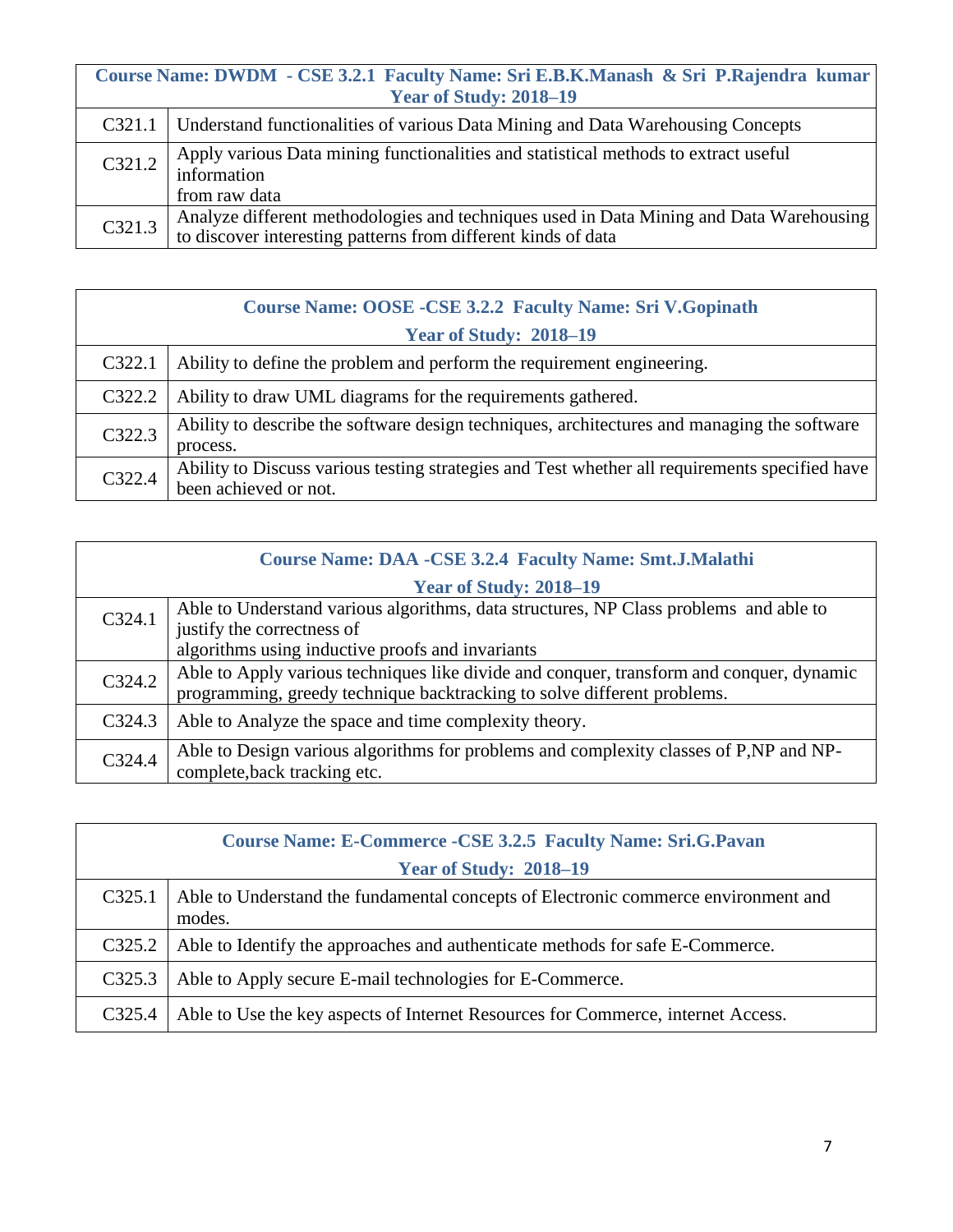| Course Name: DWDM - CSE 3.2.1 Faculty Name: Sri E.B.K.Manash & Sri P.Rajendra kumar Year of Study: 2018–19 | |
|---|---|
| C321.1 | Understand functionalities of various Data Mining and Data Warehousing Concepts |
| C321.2 | Apply various Data mining functionalities and statistical methods to extract useful information from raw data |
| C321.3 | Analyze different methodologies and techniques used in Data Mining and Data Warehousing to discover interesting patterns from different kinds of data |

| Course Name: OOSE -CSE 3.2.2 Faculty Name: Sri V.Gopinath Year of Study: 2018–19 | |
|---|---|
| C322.1 | Ability to define the problem and perform the requirement engineering. |
| C322.2 | Ability to draw UML diagrams for the requirements gathered. |
| C322.3 | Ability to describe the software design techniques, architectures and managing the software process. |
| C322.4 | Ability to Discuss various testing strategies and Test whether all requirements specified have been achieved or not. |

| Course Name: DAA -CSE 3.2.4 Faculty Name: Smt.J.Malathi Year of Study: 2018–19 | |
|---|---|
| C324.1 | Able to Understand various algorithms, data structures, NP Class problems and able to justify the correctness of algorithms using inductive proofs and invariants |
| C324.2 | Able to Apply various techniques like divide and conquer, transform and conquer, dynamic programming, greedy technique backtracking to solve different problems. |
| C324.3 | Able to Analyze the space and time complexity theory. |
| C324.4 | Able to Design various algorithms for problems and complexity classes of P,NP and NP-complete,back tracking etc. |

| Course Name: E-Commerce -CSE 3.2.5 Faculty Name: Sri.G.Pavan Year of Study: 2018–19 | |
|---|---|
| C325.1 | Able to Understand the fundamental concepts of Electronic commerce environment and modes. |
| C325.2 | Able to Identify the approaches and authenticate methods for safe E-Commerce. |
| C325.3 | Able to Apply secure E-mail technologies for E-Commerce. |
| C325.4 | Able to Use the key aspects of Internet Resources for Commerce, internet Access. |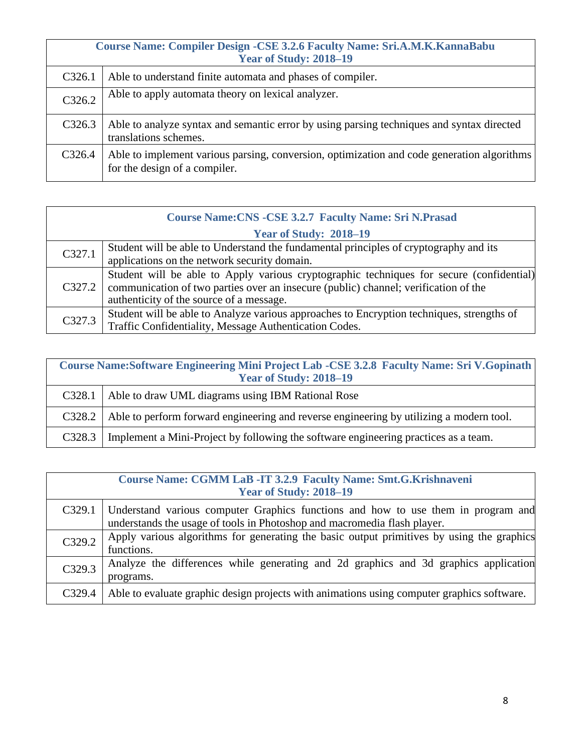| Course Name: Compiler Design -CSE 3.2.6 Faculty Name: Sri.A.M.K.KannaBabu<br>Year of Study: 2018–19 | |
|---|---|
| C326.1 | Able to understand finite automata and phases of compiler. |
| C326.2 | Able to apply automata theory on lexical analyzer. |
| C326.3 | Able to analyze syntax and semantic error by using parsing techniques and syntax directed translations schemes. |
| C326.4 | Able to implement various parsing, conversion, optimization and code generation algorithms for the design of a compiler. |

| Course Name:CNS -CSE 3.2.7 Faculty Name: Sri N.Prasad<br>Year of Study: 2018–19 | |
|---|---|
| C327.1 | Student will be able to Understand the fundamental principles of cryptography and its applications on the network security domain. |
| C327.2 | Student will be able to Apply various cryptographic techniques for secure (confidential) communication of two parties over an insecure (public) channel; verification of the authenticity of the source of a message. |
| C327.3 | Student will be able to Analyze various approaches to Encryption techniques, strengths of Traffic Confidentiality, Message Authentication Codes. |

| Course Name:Software Engineering Mini Project Lab -CSE 3.2.8 Faculty Name: Sri V.Gopinath<br>Year of Study: 2018–19 | |
|---|---|
| C328.1 | Able to draw UML diagrams using IBM Rational Rose |
| C328.2 | Able to perform forward engineering and reverse engineering by utilizing a modern tool. |
| C328.3 | Implement a Mini-Project by following the software engineering practices as a team. |

| Course Name: CGMM LaB -IT 3.2.9 Faculty Name: Smt.G.Krishnaveni<br>Year of Study: 2018–19 | |
|---|---|
| C329.1 | Understand various computer Graphics functions and how to use them in program and understands the usage of tools in Photoshop and macromedia flash player. |
| C329.2 | Apply various algorithms for generating the basic output primitives by using the graphics functions. |
| C329.3 | Analyze the differences while generating and 2d graphics and 3d graphics application programs. |
| C329.4 | Able to evaluate graphic design projects with animations using computer graphics software. |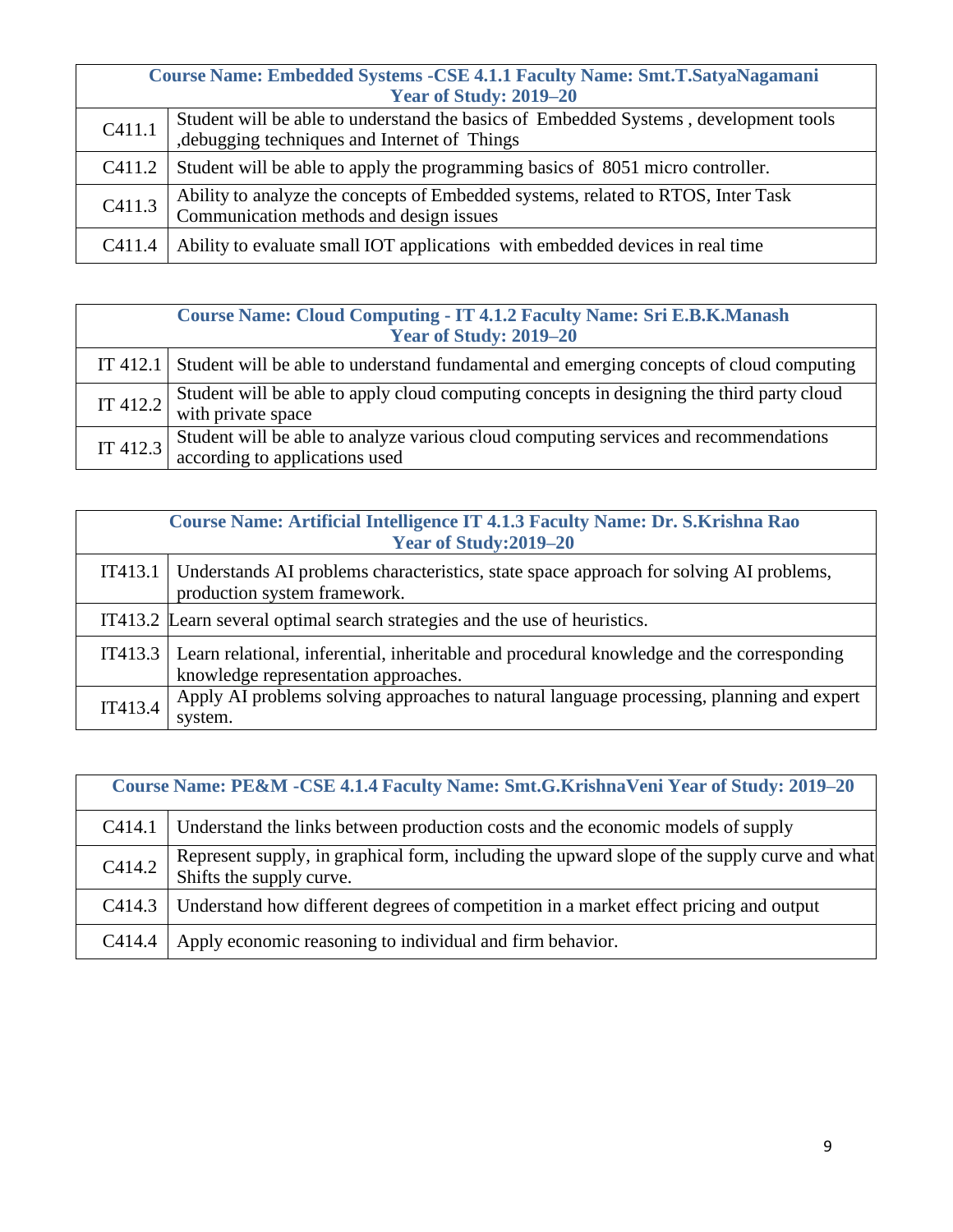| Course Name: Embedded Systems -CSE 4.1.1 Faculty Name: Smt.T.SatyaNagamani Year of Study: 2019–20 | |
|---|---|
| C411.1 | Student will be able to understand the basics of Embedded Systems , development tools ,debugging techniques and Internet of Things |
| C411.2 | Student will be able to apply the programming basics of 8051 micro controller. |
| C411.3 | Ability to analyze the concepts of Embedded systems, related to RTOS, Inter Task Communication methods and design issues |
| C411.4 | Ability to evaluate small IOT applications with embedded devices in real time |

| Course Name: Cloud Computing - IT 4.1.2 Faculty Name: Sri E.B.K.Manash Year of Study: 2019–20 | |
|---|---|
| IT 412.1 | Student will be able to understand fundamental and emerging concepts of cloud computing |
| IT 412.2 | Student will be able to apply cloud computing concepts in designing the third party cloud with private space |
| IT 412.3 | Student will be able to analyze various cloud computing services and recommendations according to applications used |

| Course Name: Artificial Intelligence IT 4.1.3 Faculty Name: Dr. S.Krishna Rao Year of Study:2019–20 | |
|---|---|
| IT413.1 | Understands AI problems characteristics, state space approach for solving AI problems, production system framework. |
| IT413.2 | Learn several optimal search strategies and the use of heuristics. |
| IT413.3 | Learn relational, inferential, inheritable and procedural knowledge and the corresponding knowledge representation approaches. |
| IT413.4 | Apply AI problems solving approaches to natural language processing, planning and expert system. |

| Course Name: PE&M -CSE 4.1.4 Faculty Name: Smt.G.KrishnaVeni Year of Study: 2019–20 | |
|---|---|
| C414.1 | Understand the links between production costs and the economic models of supply |
| C414.2 | Represent supply, in graphical form, including the upward slope of the supply curve and what Shifts the supply curve. |
| C414.3 | Understand how different degrees of competition in a market effect pricing and output |
| C414.4 | Apply economic reasoning to individual and firm behavior. |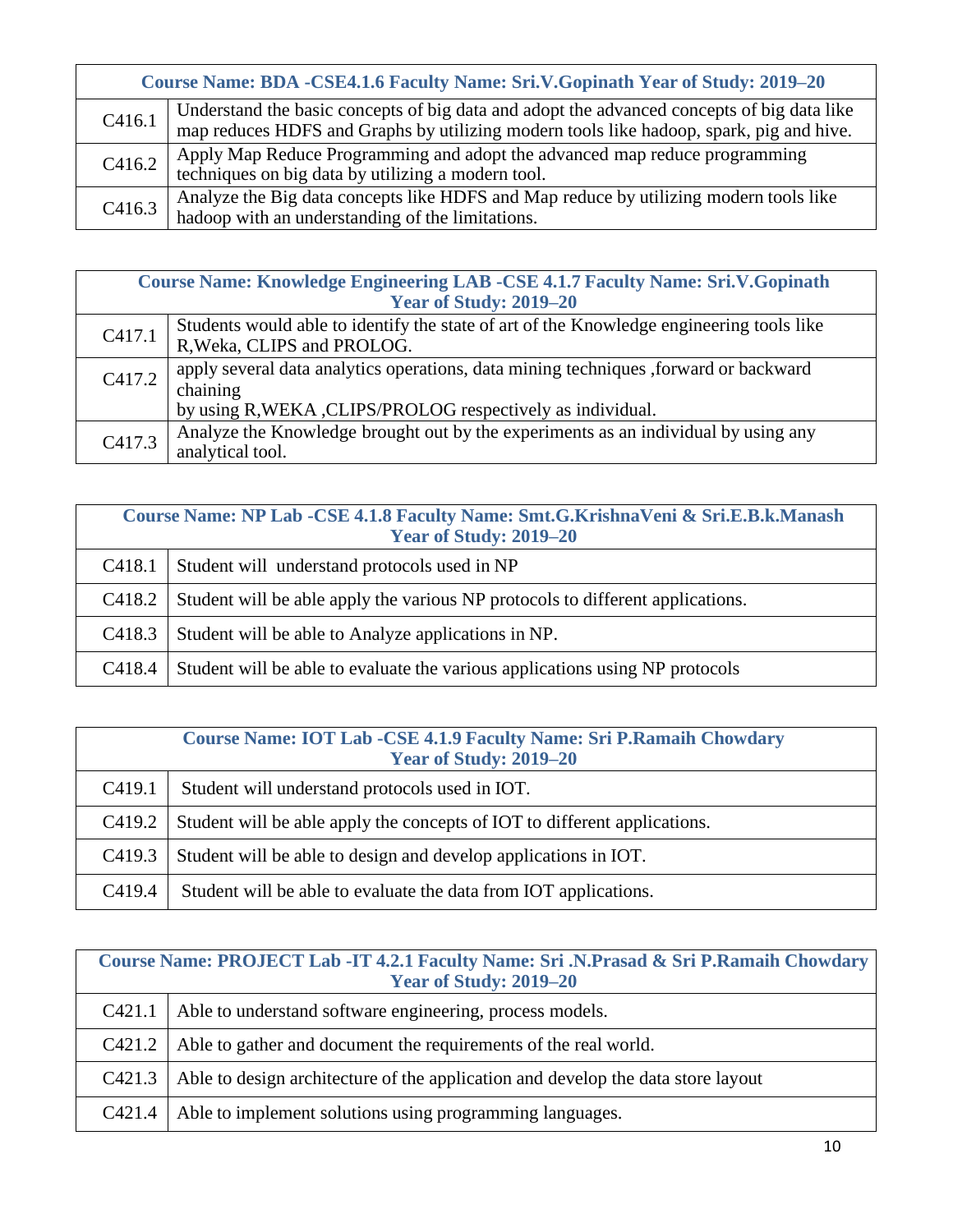| Course Name: BDA -CSE4.1.6 Faculty Name: Sri.V.Gopinath Year of Study: 2019–20 | |
|---|---|
| C416.1 | Understand the basic concepts of big data and adopt the advanced concepts of big data like map reduces HDFS and Graphs by utilizing modern tools like hadoop, spark, pig and hive. |
| C416.2 | Apply Map Reduce Programming and adopt the advanced map reduce programming techniques on big data by utilizing a modern tool. |
| C416.3 | Analyze the Big data concepts like HDFS and Map reduce by utilizing modern tools like hadoop with an understanding of the limitations. |

| Course Name: Knowledge Engineering LAB -CSE 4.1.7 Faculty Name: Sri.V.Gopinath Year of Study: 2019–20 | |
|---|---|
| C417.1 | Students would able to identify the state of art of the Knowledge engineering tools like R,Weka, CLIPS and PROLOG. |
| C417.2 | apply several data analytics operations, data mining techniques ,forward or backward chaining by using R,WEKA ,CLIPS/PROLOG respectively as individual. |
| C417.3 | Analyze the Knowledge brought out by the experiments as an individual by using any analytical tool. |

| Course Name: NP Lab -CSE 4.1.8 Faculty Name: Smt.G.KrishnaVeni & Sri.E.B.k.Manash Year of Study: 2019–20 | |
|---|---|
| C418.1 | Student will understand protocols used in NP |
| C418.2 | Student will be able apply the various NP protocols to different applications. |
| C418.3 | Student will be able to Analyze applications in NP. |
| C418.4 | Student will be able to evaluate the various applications using NP protocols |

| Course Name: IOT Lab -CSE 4.1.9 Faculty Name: Sri P.Ramaih Chowdary Year of Study: 2019–20 | |
|---|---|
| C419.1 | Student will understand protocols used in IOT. |
| C419.2 | Student will be able apply the concepts of IOT to different applications. |
| C419.3 | Student will be able to design and develop applications in IOT. |
| C419.4 | Student will be able to evaluate the data from IOT applications. |

| Course Name: PROJECT Lab -IT 4.2.1 Faculty Name: Sri .N.Prasad & Sri P.Ramaih Chowdary Year of Study: 2019–20 | |
|---|---|
| C421.1 | Able to understand software engineering, process models. |
| C421.2 | Able to gather and document the requirements of the real world. |
| C421.3 | Able to design architecture of the application and develop the data store layout |
| C421.4 | Able to implement solutions using programming languages. |